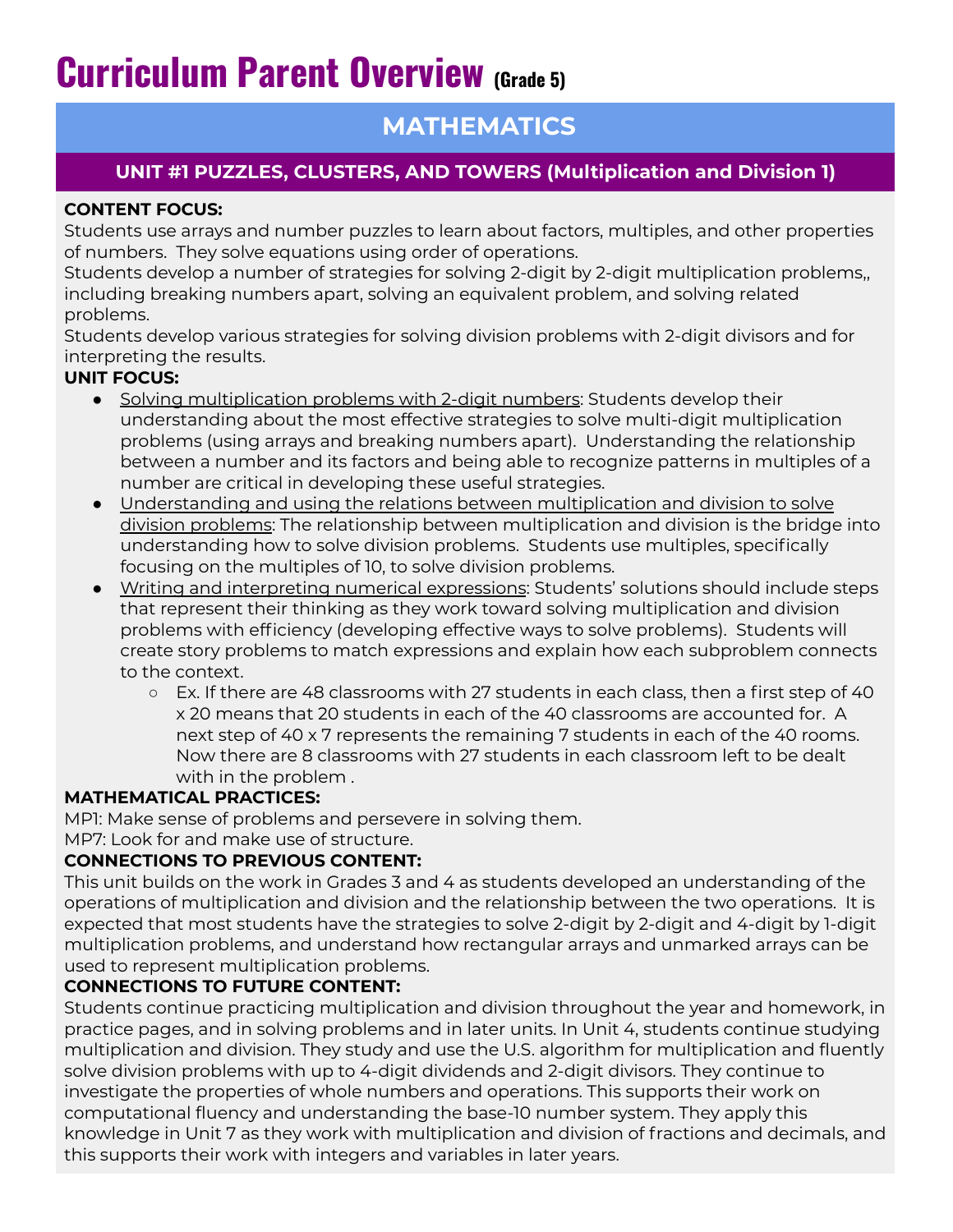# Curriculum Parent Overview (Grade 5)

## MATHEMATICS

### UNIT #1 PUZZLES, CLUSTERS, AND TOWERS (Multiplication and Division 1)

**CONTENT FOCUS:**
Students use arrays and number puzzles to learn about factors, multiples, and other properties of numbers. They solve equations using order of operations.
Students develop a number of strategies for solving 2-digit by 2-digit multiplication problems,, including breaking numbers apart, solving an equivalent problem, and solving related problems.
Students develop various strategies for solving division problems with 2-digit divisors and for interpreting the results.

**UNIT FOCUS:**

- Solving multiplication problems with 2-digit numbers: Students develop their understanding about the most effective strategies to solve multi-digit multiplication problems (using arrays and breaking numbers apart). Understanding the relationship between a number and its factors and being able to recognize patterns in multiples of a number are critical in developing these useful strategies.
- Understanding and using the relations between multiplication and division to solve division problems: The relationship between multiplication and division is the bridge into understanding how to solve division problems. Students use multiples, specifically focusing on the multiples of 10, to solve division problems.
- Writing and interpreting numerical expressions: Students' solutions should include steps that represent their thinking as they work toward solving multiplication and division problems with efficiency (developing effective ways to solve problems). Students will create story problems to match expressions and explain how each subproblem connects to the context.
  - Ex. If there are 48 classrooms with 27 students in each class, then a first step of 40 x 20 means that 20 students in each of the 40 classrooms are accounted for. A next step of 40 x 7 represents the remaining 7 students in each of the 40 rooms. Now there are 8 classrooms with 27 students in each classroom left to be dealt with in the problem .

**MATHEMATICAL PRACTICES:**
MP1: Make sense of problems and persevere in solving them.
MP7: Look for and make use of structure.

**CONNECTIONS TO PREVIOUS CONTENT:**
This unit builds on the work in Grades 3 and 4 as students developed an understanding of the operations of multiplication and division and the relationship between the two operations. It is expected that most students have the strategies to solve 2-digit by 2-digit and 4-digit by 1-digit multiplication problems, and understand how rectangular arrays and unmarked arrays can be used to represent multiplication problems.

**CONNECTIONS TO FUTURE CONTENT:**
Students continue practicing multiplication and division throughout the year and homework, in practice pages, and in solving problems and in later units. In Unit 4, students continue studying multiplication and division. They study and use the U.S. algorithm for multiplication and fluently solve division problems with up to 4-digit dividends and 2-digit divisors. They continue to investigate the properties of whole numbers and operations. This supports their work on computational fluency and understanding the base-10 number system. They apply this knowledge in Unit 7 as they work with multiplication and division of fractions and decimals, and this supports their work with integers and variables in later years.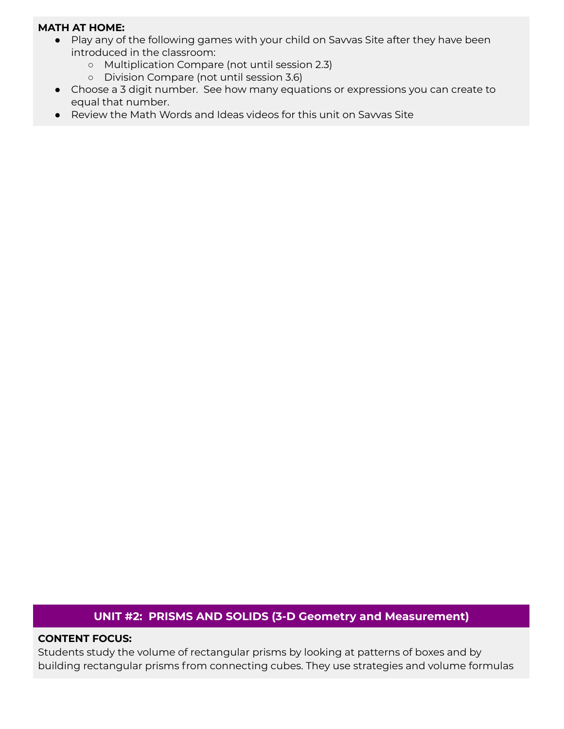**MATH AT HOME:**

- Play any of the following games with your child on Savvas Site after they have been introduced in the classroom:
  - Multiplication Compare (not until session 2.3)
  - Division Compare (not until session 3.6)
- Choose a 3 digit number. See how many equations or expressions you can create to equal that number.
- Review the Math Words and Ideas videos for this unit on Savvas Site

## UNIT #2: PRISMS AND SOLIDS (3-D Geometry and Measurement)

**CONTENT FOCUS:**

Students study the volume of rectangular prisms by looking at patterns of boxes and by building rectangular prisms from connecting cubes. They use strategies and volume formulas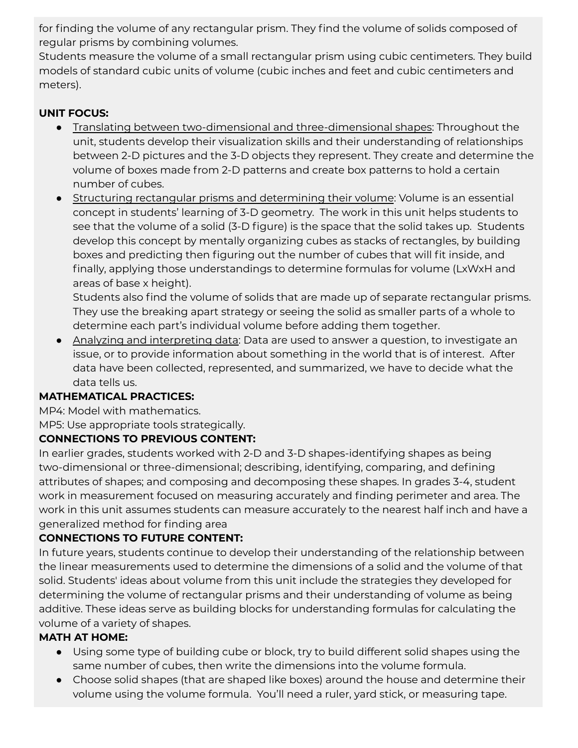for finding the volume of any rectangular prism. They find the volume of solids composed of regular prisms by combining volumes.
Students measure the volume of a small rectangular prism using cubic centimeters. They build models of standard cubic units of volume (cubic inches and feet and cubic centimeters and meters).

**UNIT FOCUS:**

- Translating between two-dimensional and three-dimensional shapes: Throughout the unit, students develop their visualization skills and their understanding of relationships between 2-D pictures and the 3-D objects they represent. They create and determine the volume of boxes made from 2-D patterns and create box patterns to hold a certain number of cubes.
- Structuring rectangular prisms and determining their volume: Volume is an essential concept in students' learning of 3-D geometry. The work in this unit helps students to see that the volume of a solid (3-D figure) is the space that the solid takes up. Students develop this concept by mentally organizing cubes as stacks of rectangles, by building boxes and predicting then figuring out the number of cubes that will fit inside, and finally, applying those understandings to determine formulas for volume (LxWxH and areas of base x height).
  Students also find the volume of solids that are made up of separate rectangular prisms. They use the breaking apart strategy or seeing the solid as smaller parts of a whole to determine each part's individual volume before adding them together.
- Analyzing and interpreting data: Data are used to answer a question, to investigate an issue, or to provide information about something in the world that is of interest. After data have been collected, represented, and summarized, we have to decide what the data tells us.

**MATHEMATICAL PRACTICES:**

MP4: Model with mathematics.
MP5: Use appropriate tools strategically.

**CONNECTIONS TO PREVIOUS CONTENT:**

In earlier grades, students worked with 2-D and 3-D shapes-identifying shapes as being two-dimensional or three-dimensional; describing, identifying, comparing, and defining attributes of shapes; and composing and decomposing these shapes. In grades 3-4, student work in measurement focused on measuring accurately and finding perimeter and area. The work in this unit assumes students can measure accurately to the nearest half inch and have a generalized method for finding area

**CONNECTIONS TO FUTURE CONTENT:**

In future years, students continue to develop their understanding of the relationship between the linear measurements used to determine the dimensions of a solid and the volume of that solid. Students' ideas about volume from this unit include the strategies they developed for determining the volume of rectangular prisms and their understanding of volume as being additive. These ideas serve as building blocks for understanding formulas for calculating the volume of a variety of shapes.

**MATH AT HOME:**

- Using some type of building cube or block, try to build different solid shapes using the same number of cubes, then write the dimensions into the volume formula.
- Choose solid shapes (that are shaped like boxes) around the house and determine their volume using the volume formula. You'll need a ruler, yard stick, or measuring tape.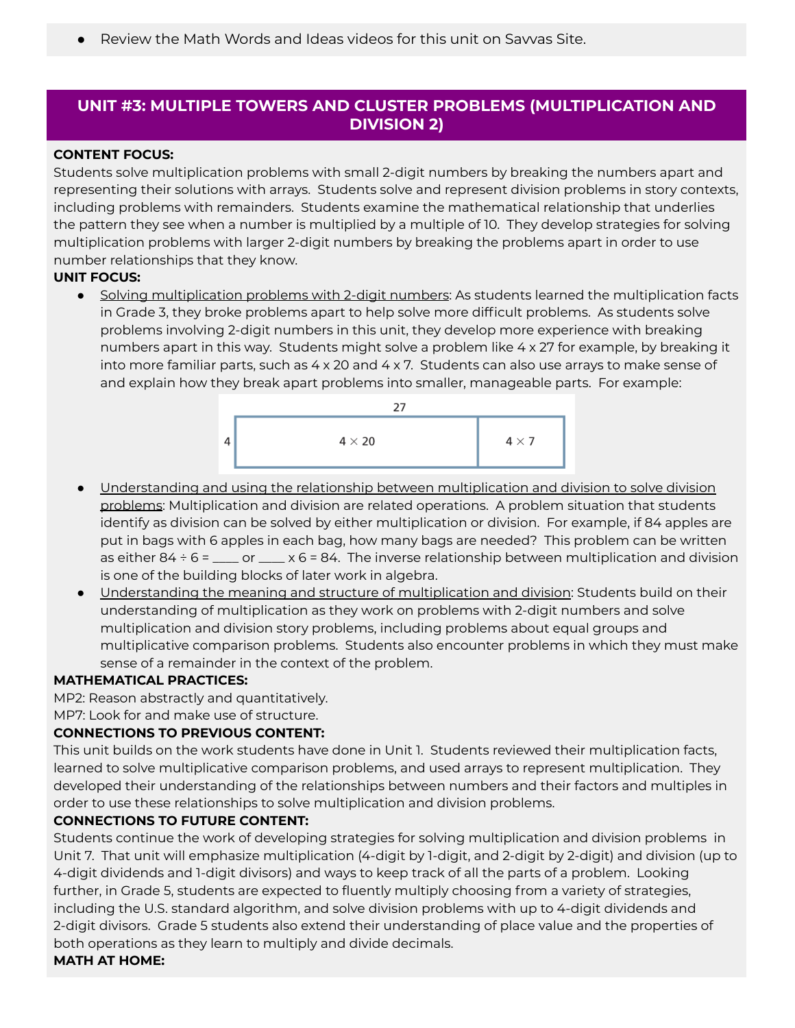- Review the Math Words and Ideas videos for this unit on Savvas Site.

## UNIT #3: MULTIPLE TOWERS AND CLUSTER PROBLEMS (MULTIPLICATION AND DIVISION 2)

**CONTENT FOCUS:**
Students solve multiplication problems with small 2-digit numbers by breaking the numbers apart and representing their solutions with arrays. Students solve and represent division problems in story contexts, including problems with remainders. Students examine the mathematical relationship that underlies the pattern they see when a number is multiplied by a multiple of 10. They develop strategies for solving multiplication problems with larger 2-digit numbers by breaking the problems apart in order to use number relationships that they know.

**UNIT FOCUS:**

- Solving multiplication problems with 2-digit numbers: As students learned the multiplication facts in Grade 3, they broke problems apart to help solve more difficult problems. As students solve problems involving 2-digit numbers in this unit, they develop more experience with breaking numbers apart in this way. Students might solve a problem like 4 x 27 for example, by breaking it into more familiar parts, such as 4 x 20 and 4 x 7. Students can also use arrays to make sense of and explain how they break apart problems into smaller, manageable parts. For example:

| | 27 | |
|---|---|---|
| 4 | $4 \times 20$ | $4 \times 7$ |

- Understanding and using the relationship between multiplication and division to solve division problems: Multiplication and division are related operations. A problem situation that students identify as division can be solved by either multiplication or division. For example, if 84 apples are put in bags with 6 apples in each bag, how many bags are needed? This problem can be written as either 84 ÷ 6 = ____ or ____ x 6 = 84. The inverse relationship between multiplication and division is one of the building blocks of later work in algebra.
- Understanding the meaning and structure of multiplication and division: Students build on their understanding of multiplication as they work on problems with 2-digit numbers and solve multiplication and division story problems, including problems about equal groups and multiplicative comparison problems. Students also encounter problems in which they must make sense of a remainder in the context of the problem.

**MATHEMATICAL PRACTICES:**
MP2: Reason abstractly and quantitatively.
MP7: Look for and make use of structure.

**CONNECTIONS TO PREVIOUS CONTENT:**
This unit builds on the work students have done in Unit 1. Students reviewed their multiplication facts, learned to solve multiplicative comparison problems, and used arrays to represent multiplication. They developed their understanding of the relationships between numbers and their factors and multiples in order to use these relationships to solve multiplication and division problems.

**CONNECTIONS TO FUTURE CONTENT:**
Students continue the work of developing strategies for solving multiplication and division problems in Unit 7. That unit will emphasize multiplication (4-digit by 1-digit, and 2-digit by 2-digit) and division (up to 4-digit dividends and 1-digit divisors) and ways to keep track of all the parts of a problem. Looking further, in Grade 5, students are expected to fluently multiply choosing from a variety of strategies, including the U.S. standard algorithm, and solve division problems with up to 4-digit dividends and 2-digit divisors. Grade 5 students also extend their understanding of place value and the properties of both operations as they learn to multiply and divide decimals.

**MATH AT HOME:**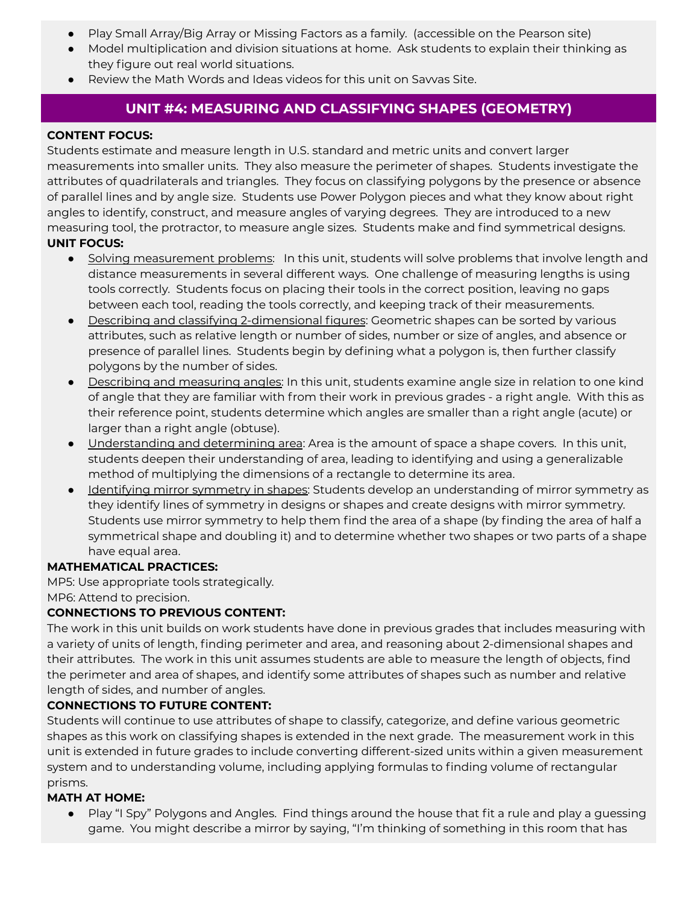- Play Small Array/Big Array or Missing Factors as a family. (accessible on the Pearson site)
- Model multiplication and division situations at home. Ask students to explain their thinking as they figure out real world situations.
- Review the Math Words and Ideas videos for this unit on Savvas Site.

## UNIT #4: MEASURING AND CLASSIFYING SHAPES (GEOMETRY)

**CONTENT FOCUS:**

Students estimate and measure length in U.S. standard and metric units and convert larger measurements into smaller units. They also measure the perimeter of shapes. Students investigate the attributes of quadrilaterals and triangles. They focus on classifying polygons by the presence or absence of parallel lines and by angle size. Students use Power Polygon pieces and what they know about right angles to identify, construct, and measure angles of varying degrees. They are introduced to a new measuring tool, the protractor, to measure angle sizes. Students make and find symmetrical designs.

**UNIT FOCUS:**

- Solving measurement problems: In this unit, students will solve problems that involve length and distance measurements in several different ways. One challenge of measuring lengths is using tools correctly. Students focus on placing their tools in the correct position, leaving no gaps between each tool, reading the tools correctly, and keeping track of their measurements.
- Describing and classifying 2-dimensional figures: Geometric shapes can be sorted by various attributes, such as relative length or number of sides, number or size of angles, and absence or presence of parallel lines. Students begin by defining what a polygon is, then further classify polygons by the number of sides.
- Describing and measuring angles: In this unit, students examine angle size in relation to one kind of angle that they are familiar with from their work in previous grades - a right angle. With this as their reference point, students determine which angles are smaller than a right angle (acute) or larger than a right angle (obtuse).
- Understanding and determining area: Area is the amount of space a shape covers. In this unit, students deepen their understanding of area, leading to identifying and using a generalizable method of multiplying the dimensions of a rectangle to determine its area.
- Identifying mirror symmetry in shapes: Students develop an understanding of mirror symmetry as they identify lines of symmetry in designs or shapes and create designs with mirror symmetry. Students use mirror symmetry to help them find the area of a shape (by finding the area of half a symmetrical shape and doubling it) and to determine whether two shapes or two parts of a shape have equal area.

**MATHEMATICAL PRACTICES:**

MP5: Use appropriate tools strategically.
MP6: Attend to precision.

**CONNECTIONS TO PREVIOUS CONTENT:**

The work in this unit builds on work students have done in previous grades that includes measuring with a variety of units of length, finding perimeter and area, and reasoning about 2-dimensional shapes and their attributes. The work in this unit assumes students are able to measure the length of objects, find the perimeter and area of shapes, and identify some attributes of shapes such as number and relative length of sides, and number of angles.

**CONNECTIONS TO FUTURE CONTENT:**

Students will continue to use attributes of shape to classify, categorize, and define various geometric shapes as this work on classifying shapes is extended in the next grade. The measurement work in this unit is extended in future grades to include converting different-sized units within a given measurement system and to understanding volume, including applying formulas to finding volume of rectangular prisms.

**MATH AT HOME:**

- Play "I Spy" Polygons and Angles. Find things around the house that fit a rule and play a guessing game. You might describe a mirror by saying, "I'm thinking of something in this room that has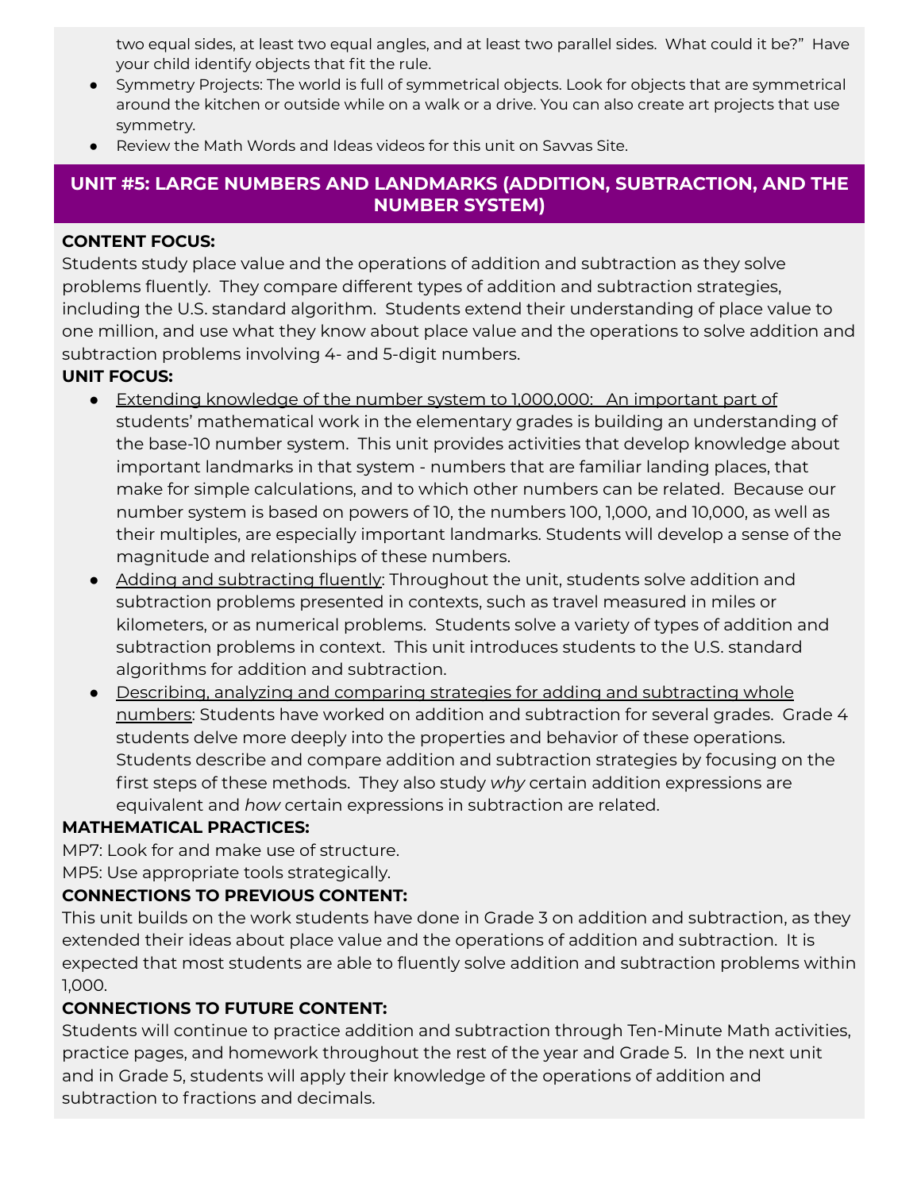two equal sides, at least two equal angles, and at least two parallel sides. What could it be?" Have your child identify objects that fit the rule.

- Symmetry Projects: The world is full of symmetrical objects. Look for objects that are symmetrical around the kitchen or outside while on a walk or a drive. You can also create art projects that use symmetry.
- Review the Math Words and Ideas videos for this unit on Savvas Site.

## UNIT #5: LARGE NUMBERS AND LANDMARKS (ADDITION, SUBTRACTION, AND THE NUMBER SYSTEM)

**CONTENT FOCUS:**

Students study place value and the operations of addition and subtraction as they solve problems fluently. They compare different types of addition and subtraction strategies, including the U.S. standard algorithm. Students extend their understanding of place value to one million, and use what they know about place value and the operations to solve addition and subtraction problems involving 4- and 5-digit numbers.

**UNIT FOCUS:**

- <u>Extending knowledge of the number system to 1,000,000: An important part of</u> students' mathematical work in the elementary grades is building an understanding of the base-10 number system. This unit provides activities that develop knowledge about important landmarks in that system - numbers that are familiar landing places, that make for simple calculations, and to which other numbers can be related. Because our number system is based on powers of 10, the numbers 100, 1,000, and 10,000, as well as their multiples, are especially important landmarks. Students will develop a sense of the magnitude and relationships of these numbers.
- <u>Adding and subtracting fluently</u>: Throughout the unit, students solve addition and subtraction problems presented in contexts, such as travel measured in miles or kilometers, or as numerical problems. Students solve a variety of types of addition and subtraction problems in context. This unit introduces students to the U.S. standard algorithms for addition and subtraction.
- <u>Describing, analyzing and comparing strategies for adding and subtracting whole numbers</u>: Students have worked on addition and subtraction for several grades. Grade 4 students delve more deeply into the properties and behavior of these operations. Students describe and compare addition and subtraction strategies by focusing on the first steps of these methods. They also study *why* certain addition expressions are equivalent and *how* certain expressions in subtraction are related.

**MATHEMATICAL PRACTICES:**

MP7: Look for and make use of structure.

MP5: Use appropriate tools strategically.

**CONNECTIONS TO PREVIOUS CONTENT:**

This unit builds on the work students have done in Grade 3 on addition and subtraction, as they extended their ideas about place value and the operations of addition and subtraction. It is expected that most students are able to fluently solve addition and subtraction problems within 1,000.

**CONNECTIONS TO FUTURE CONTENT:**

Students will continue to practice addition and subtraction through Ten-Minute Math activities, practice pages, and homework throughout the rest of the year and Grade 5. In the next unit and in Grade 5, students will apply their knowledge of the operations of addition and subtraction to fractions and decimals.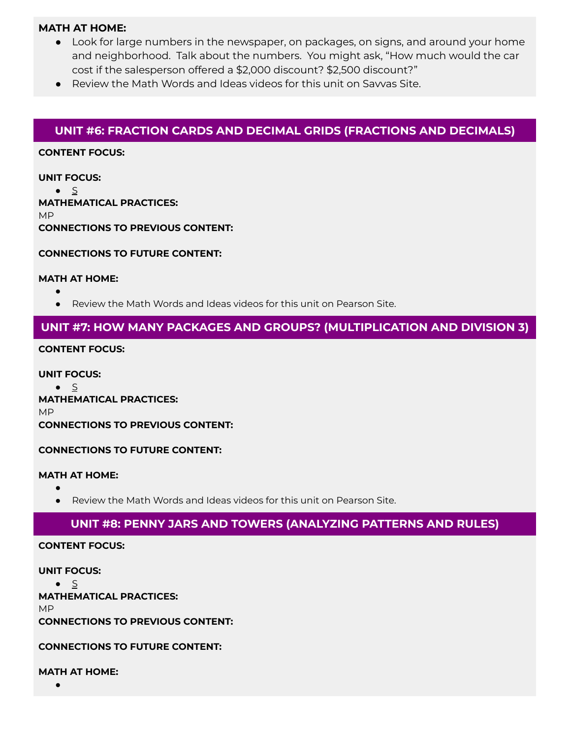**MATH AT HOME:**

- Look for large numbers in the newspaper, on packages, on signs, and around your home and neighborhood. Talk about the numbers. You might ask, “How much would the car cost if the salesperson offered a $2,000 discount? $2,500 discount?”
- Review the Math Words and Ideas videos for this unit on Savvas Site.

## UNIT #6: FRACTION CARDS AND DECIMAL GRIDS (FRACTIONS AND DECIMALS)

**CONTENT FOCUS:**

**UNIT FOCUS:**

- S

**MATHEMATICAL PRACTICES:**

MP

**CONNECTIONS TO PREVIOUS CONTENT:**

**CONNECTIONS TO FUTURE CONTENT:**

**MATH AT HOME:**

- 
- Review the Math Words and Ideas videos for this unit on Pearson Site.

## UNIT #7: HOW MANY PACKAGES AND GROUPS? (MULTIPLICATION AND DIVISION 3)

**CONTENT FOCUS:**

**UNIT FOCUS:**

- S

**MATHEMATICAL PRACTICES:**

MP

**CONNECTIONS TO PREVIOUS CONTENT:**

**CONNECTIONS TO FUTURE CONTENT:**

**MATH AT HOME:**

- 
- Review the Math Words and Ideas videos for this unit on Pearson Site.

## UNIT #8: PENNY JARS AND TOWERS (ANALYZING PATTERNS AND RULES)

**CONTENT FOCUS:**

**UNIT FOCUS:**

- S

**MATHEMATICAL PRACTICES:**

MP

**CONNECTIONS TO PREVIOUS CONTENT:**

**CONNECTIONS TO FUTURE CONTENT:**

**MATH AT HOME:**

-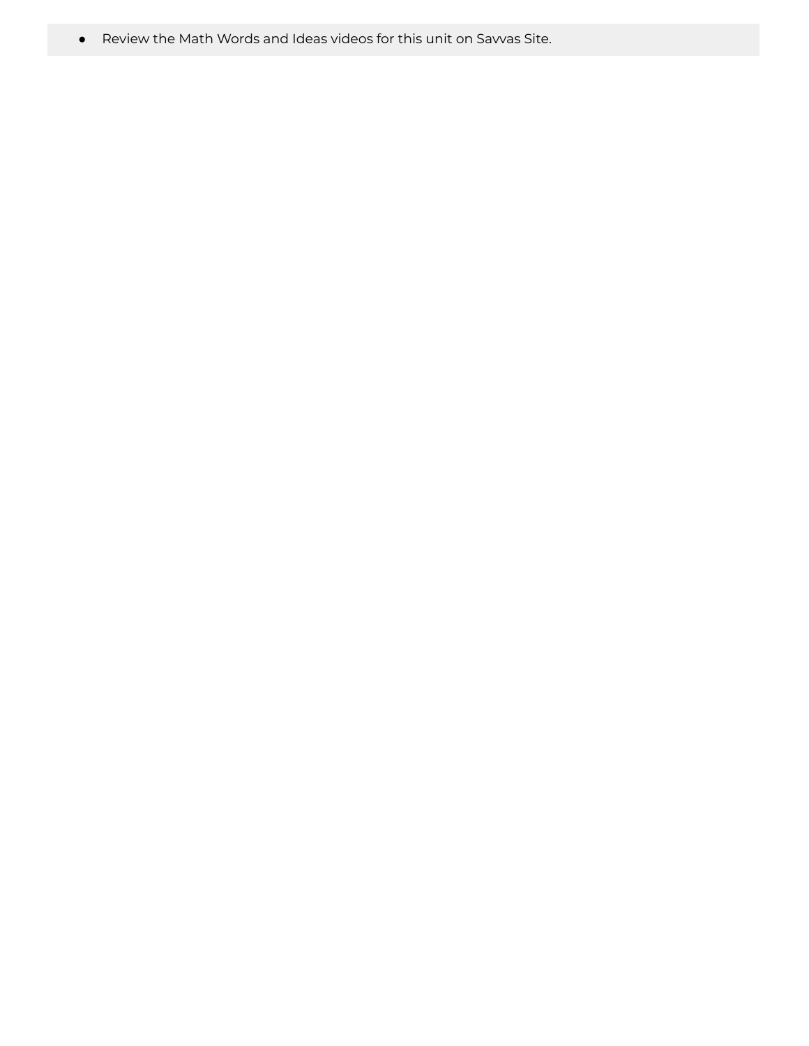- Review the Math Words and Ideas videos for this unit on Savvas Site.